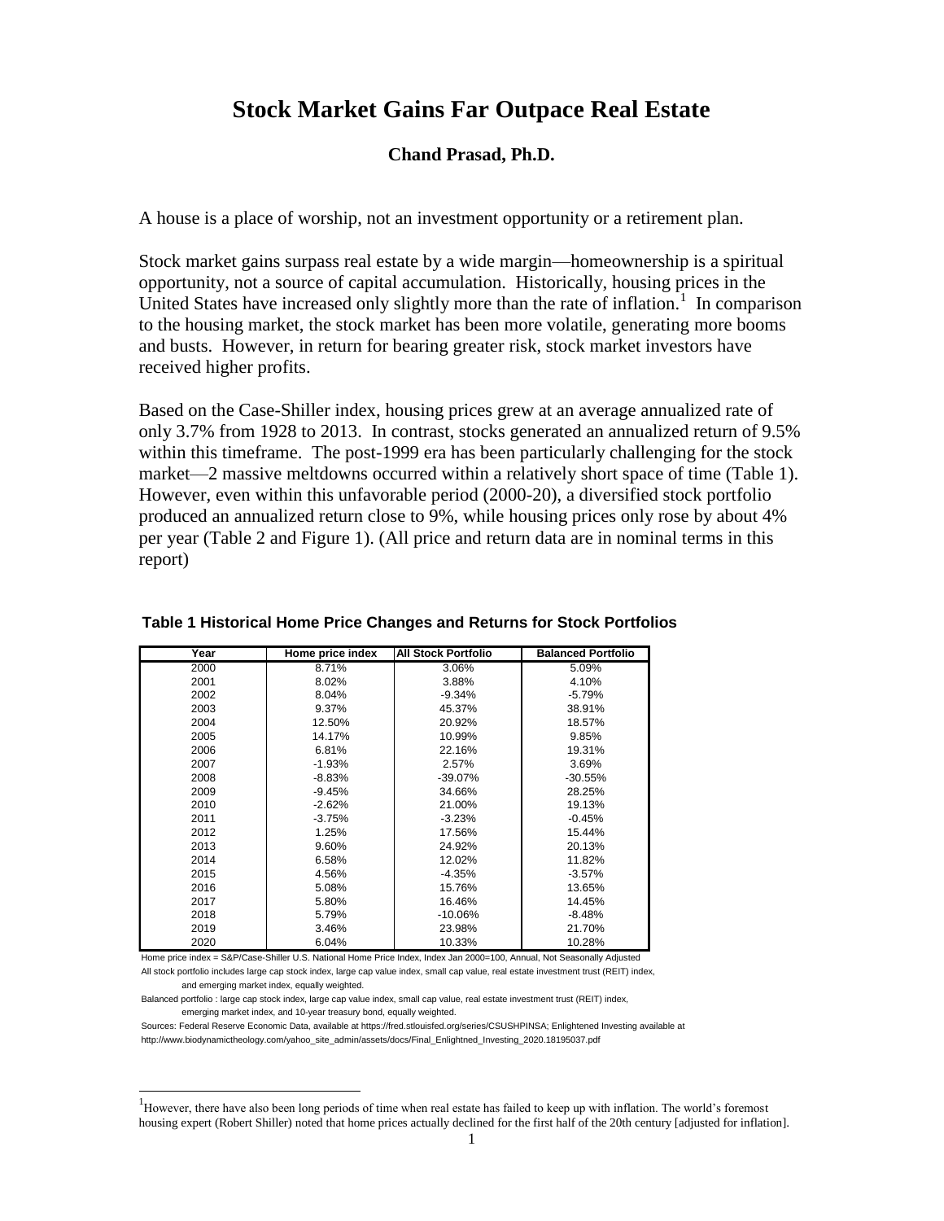# Stock Market Gains Far Outpace Real Estate

**Chand Prasad, Ph.D.**

A house is a place of worship, not an investment opportunity or a retirement plan.

Stock market gains surpass real estate by a wide margin—homeownership is a spiritual opportunity, not a source of capital accumulation. Historically, housing prices in the United States have increased only slightly more than the rate of inflation.[1] In comparison to the housing market, the stock market has been more volatile, generating more booms and busts. However, in return for bearing greater risk, stock market investors have received higher profits.

Based on the Case-Shiller index, housing prices grew at an average annualized rate of only 3.7% from 1928 to 2013. In contrast, stocks generated an annualized return of 9.5% within this timeframe. The post-1999 era has been particularly challenging for the stock market—2 massive meltdowns occurred within a relatively short space of time (Table 1). However, even within this unfavorable period (2000-20), a diversified stock portfolio produced an annualized return close to 9%, while housing prices only rose by about 4% per year (Table 2 and Figure 1). (All price and return data are in nominal terms in this report)

**Table 1 Historical Home Price Changes and Returns for Stock Portfolios**

| Year | Home price index | All Stock Portfolio | Balanced Portfolio |
|---|---|---|---|
| 2000 | 8.71% | 3.06% | 5.09% |
| 2001 | 8.02% | 3.88% | 4.10% |
| 2002 | 8.04% | -9.34% | -5.79% |
| 2003 | 9.37% | 45.37% | 38.91% |
| 2004 | 12.50% | 20.92% | 18.57% |
| 2005 | 14.17% | 10.99% | 9.85% |
| 2006 | 6.81% | 22.16% | 19.31% |
| 2007 | -1.93% | 2.57% | 3.69% |
| 2008 | -8.83% | -39.07% | -30.55% |
| 2009 | -9.45% | 34.66% | 28.25% |
| 2010 | -2.62% | 21.00% | 19.13% |
| 2011 | -3.75% | -3.23% | -0.45% |
| 2012 | 1.25% | 17.56% | 15.44% |
| 2013 | 9.60% | 24.92% | 20.13% |
| 2014 | 6.58% | 12.02% | 11.82% |
| 2015 | 4.56% | -4.35% | -3.57% |
| 2016 | 5.08% | 15.76% | 13.65% |
| 2017 | 5.80% | 16.46% | 14.45% |
| 2018 | 5.79% | -10.06% | -8.48% |
| 2019 | 3.46% | 23.98% | 21.70% |
| 2020 | 6.04% | 10.33% | 10.28% |

Home price index = S&P/Case-Shiller U.S. National Home Price Index, Index Jan 2000=100, Annual, Not Seasonally Adjusted

All stock portfolio includes large cap stock index, large cap value index, small cap value, real estate investment trust (REIT) index, and emerging market index, equally weighted.

Balanced portfolio : large cap stock index, large cap value index, small cap value, real estate investment trust (REIT) index, emerging market index, and 10-year treasury bond, equally weighted.

Sources: Federal Reserve Economic Data, available at https://fred.stlouisfed.org/series/CSUSHPINSA; Enlightened Investing available at http://www.biodynamictheology.com/yahoo_site_admin/assets/docs/Final_Enlightned_Investing_2020.18195037.pdf

[1] However, there have also been long periods of time when real estate has failed to keep up with inflation. The world's foremost housing expert (Robert Shiller) noted that home prices actually declined for the first half of the 20th century [adjusted for inflation].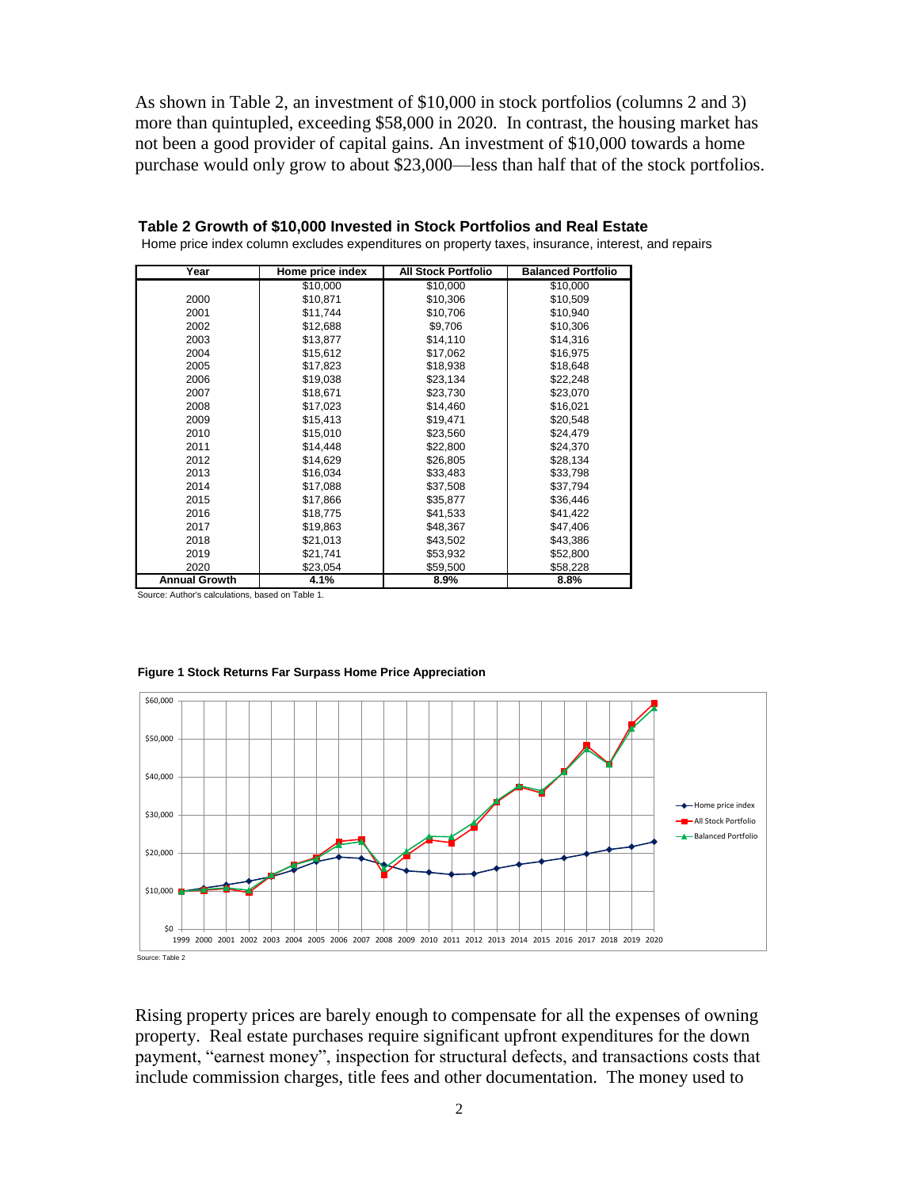As shown in Table 2, an investment of $10,000 in stock portfolios (columns 2 and 3) more than quintupled, exceeding $58,000 in 2020. In contrast, the housing market has not been a good provider of capital gains. An investment of $10,000 towards a home purchase would only grow to about $23,000—less than half that of the stock portfolios.

**Table 2 Growth of $10,000 Invested in Stock Portfolios and Real Estate**

Home price index column excludes expenditures on property taxes, insurance, interest, and repairs

| Year | Home price index | All Stock Portfolio | Balanced Portfolio |
|---|---|---|---|
| | $10,000 | $10,000 | $10,000 |
| 2000 | $10,871 | $10,306 | $10,509 |
| 2001 | $11,744 | $10,706 | $10,940 |
| 2002 | $12,688 | $9,706 | $10,306 |
| 2003 | $13,877 | $14,110 | $14,316 |
| 2004 | $15,612 | $17,062 | $16,975 |
| 2005 | $17,823 | $18,938 | $18,648 |
| 2006 | $19,038 | $23,134 | $22,248 |
| 2007 | $18,671 | $23,730 | $23,070 |
| 2008 | $17,023 | $14,460 | $16,021 |
| 2009 | $15,413 | $19,471 | $20,548 |
| 2010 | $15,010 | $23,560 | $24,479 |
| 2011 | $14,448 | $22,800 | $24,370 |
| 2012 | $14,629 | $26,805 | $28,134 |
| 2013 | $16,034 | $33,483 | $33,798 |
| 2014 | $17,088 | $37,508 | $37,794 |
| 2015 | $17,866 | $35,877 | $36,446 |
| 2016 | $18,775 | $41,533 | $41,422 |
| 2017 | $19,863 | $48,367 | $47,406 |
| 2018 | $21,013 | $43,502 | $43,386 |
| 2019 | $21,741 | $53,932 | $52,800 |
| 2020 | $23,054 | $59,500 | $58,228 |
| **Annual Growth** | **4.1%** | **8.9%** | **8.8%** |

Source: Author's calculations, based on Table 1.

**Figure 1 Stock Returns Far Surpass Home Price Appreciation**

Source: Table 2

Rising property prices are barely enough to compensate for all the expenses of owning property. Real estate purchases require significant upfront expenditures for the down payment, "earnest money", inspection for structural defects, and transactions costs that include commission charges, title fees and other documentation. The money used to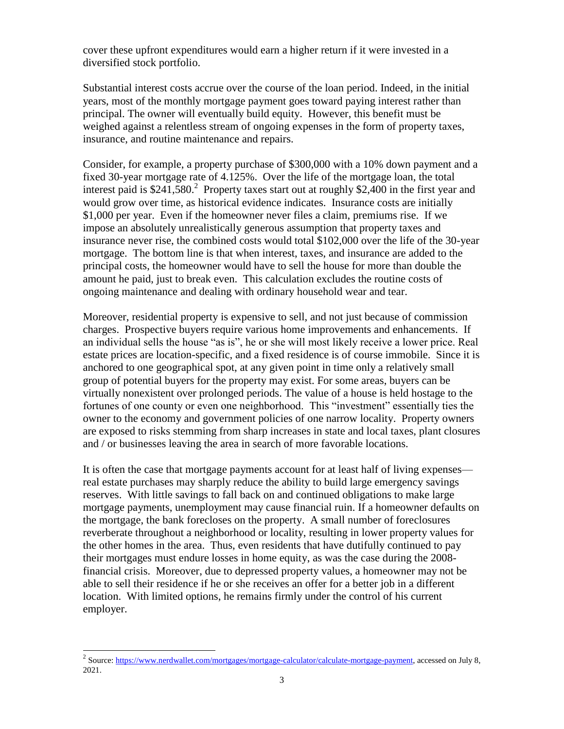cover these upfront expenditures would earn a higher return if it were invested in a diversified stock portfolio.

Substantial interest costs accrue over the course of the loan period. Indeed, in the initial years, most of the monthly mortgage payment goes toward paying interest rather than principal. The owner will eventually build equity. However, this benefit must be weighed against a relentless stream of ongoing expenses in the form of property taxes, insurance, and routine maintenance and repairs.

Consider, for example, a property purchase of $300,000 with a 10% down payment and a fixed 30-year mortgage rate of 4.125%. Over the life of the mortgage loan, the total interest paid is $241,580.[2] Property taxes start out at roughly $2,400 in the first year and would grow over time, as historical evidence indicates. Insurance costs are initially $1,000 per year. Even if the homeowner never files a claim, premiums rise. If we impose an absolutely unrealistically generous assumption that property taxes and insurance never rise, the combined costs would total $102,000 over the life of the 30-year mortgage. The bottom line is that when interest, taxes, and insurance are added to the principal costs, the homeowner would have to sell the house for more than double the amount he paid, just to break even. This calculation excludes the routine costs of ongoing maintenance and dealing with ordinary household wear and tear.

Moreover, residential property is expensive to sell, and not just because of commission charges. Prospective buyers require various home improvements and enhancements. If an individual sells the house "as is", he or she will most likely receive a lower price. Real estate prices are location-specific, and a fixed residence is of course immobile. Since it is anchored to one geographical spot, at any given point in time only a relatively small group of potential buyers for the property may exist. For some areas, buyers can be virtually nonexistent over prolonged periods. The value of a house is held hostage to the fortunes of one county or even one neighborhood. This "investment" essentially ties the owner to the economy and government policies of one narrow locality. Property owners are exposed to risks stemming from sharp increases in state and local taxes, plant closures and / or businesses leaving the area in search of more favorable locations.

It is often the case that mortgage payments account for at least half of living expenses—real estate purchases may sharply reduce the ability to build large emergency savings reserves. With little savings to fall back on and continued obligations to make large mortgage payments, unemployment may cause financial ruin. If a homeowner defaults on the mortgage, the bank forecloses on the property. A small number of foreclosures reverberate throughout a neighborhood or locality, resulting in lower property values for the other homes in the area. Thus, even residents that have dutifully continued to pay their mortgages must endure losses in home equity, as was the case during the 2008-financial crisis. Moreover, due to depressed property values, a homeowner may not be able to sell their residence if he or she receives an offer for a better job in a different location. With limited options, he remains firmly under the control of his current employer.

---

[2] Source: https://www.nerdwallet.com/mortgages/mortgage-calculator/calculate-mortgage-payment, accessed on July 8, 2021.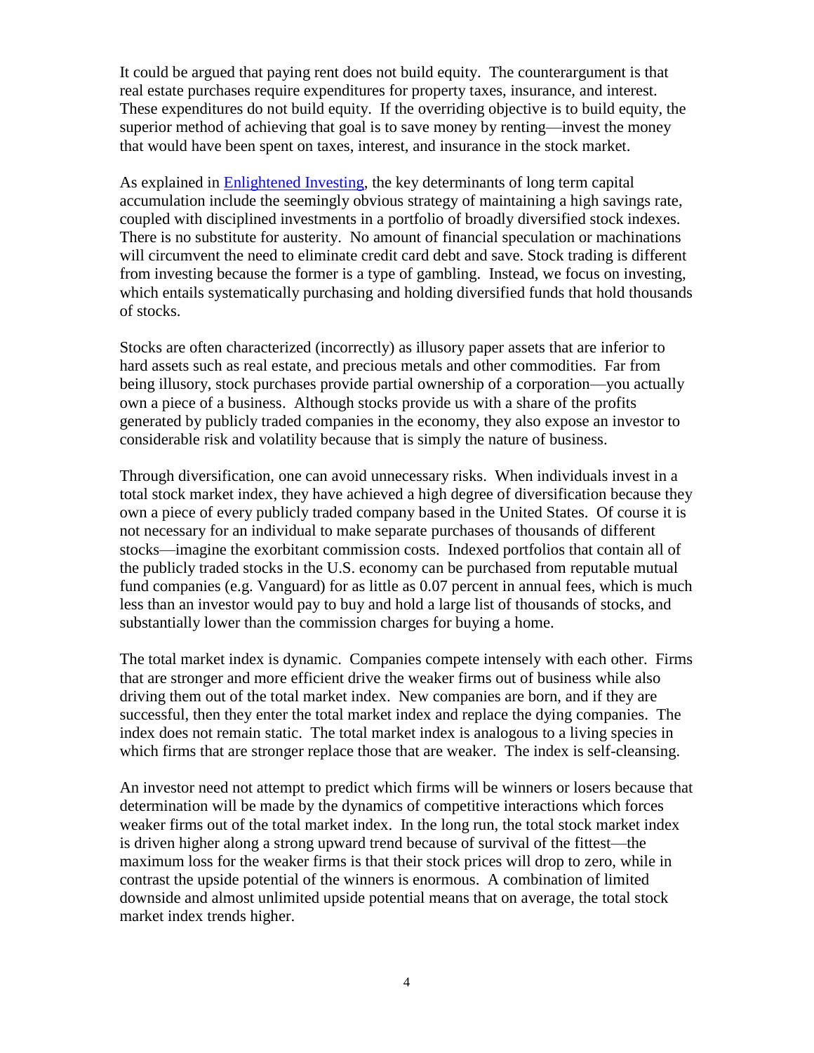It could be argued that paying rent does not build equity. The counterargument is that real estate purchases require expenditures for property taxes, insurance, and interest. These expenditures do not build equity. If the overriding objective is to build equity, the superior method of achieving that goal is to save money by renting—invest the money that would have been spent on taxes, interest, and insurance in the stock market.

As explained in [Enlightened Investing](), the key determinants of long term capital accumulation include the seemingly obvious strategy of maintaining a high savings rate, coupled with disciplined investments in a portfolio of broadly diversified stock indexes. There is no substitute for austerity. No amount of financial speculation or machinations will circumvent the need to eliminate credit card debt and save. Stock trading is different from investing because the former is a type of gambling. Instead, we focus on investing, which entails systematically purchasing and holding diversified funds that hold thousands of stocks.

Stocks are often characterized (incorrectly) as illusory paper assets that are inferior to hard assets such as real estate, and precious metals and other commodities. Far from being illusory, stock purchases provide partial ownership of a corporation—you actually own a piece of a business. Although stocks provide us with a share of the profits generated by publicly traded companies in the economy, they also expose an investor to considerable risk and volatility because that is simply the nature of business.

Through diversification, one can avoid unnecessary risks. When individuals invest in a total stock market index, they have achieved a high degree of diversification because they own a piece of every publicly traded company based in the United States. Of course it is not necessary for an individual to make separate purchases of thousands of different stocks—imagine the exorbitant commission costs. Indexed portfolios that contain all of the publicly traded stocks in the U.S. economy can be purchased from reputable mutual fund companies (e.g. Vanguard) for as little as 0.07 percent in annual fees, which is much less than an investor would pay to buy and hold a large list of thousands of stocks, and substantially lower than the commission charges for buying a home.

The total market index is dynamic. Companies compete intensely with each other. Firms that are stronger and more efficient drive the weaker firms out of business while also driving them out of the total market index. New companies are born, and if they are successful, then they enter the total market index and replace the dying companies. The index does not remain static. The total market index is analogous to a living species in which firms that are stronger replace those that are weaker. The index is self-cleansing.

An investor need not attempt to predict which firms will be winners or losers because that determination will be made by the dynamics of competitive interactions which forces weaker firms out of the total market index. In the long run, the total stock market index is driven higher along a strong upward trend because of survival of the fittest—the maximum loss for the weaker firms is that their stock prices will drop to zero, while in contrast the upside potential of the winners is enormous. A combination of limited downside and almost unlimited upside potential means that on average, the total stock market index trends higher.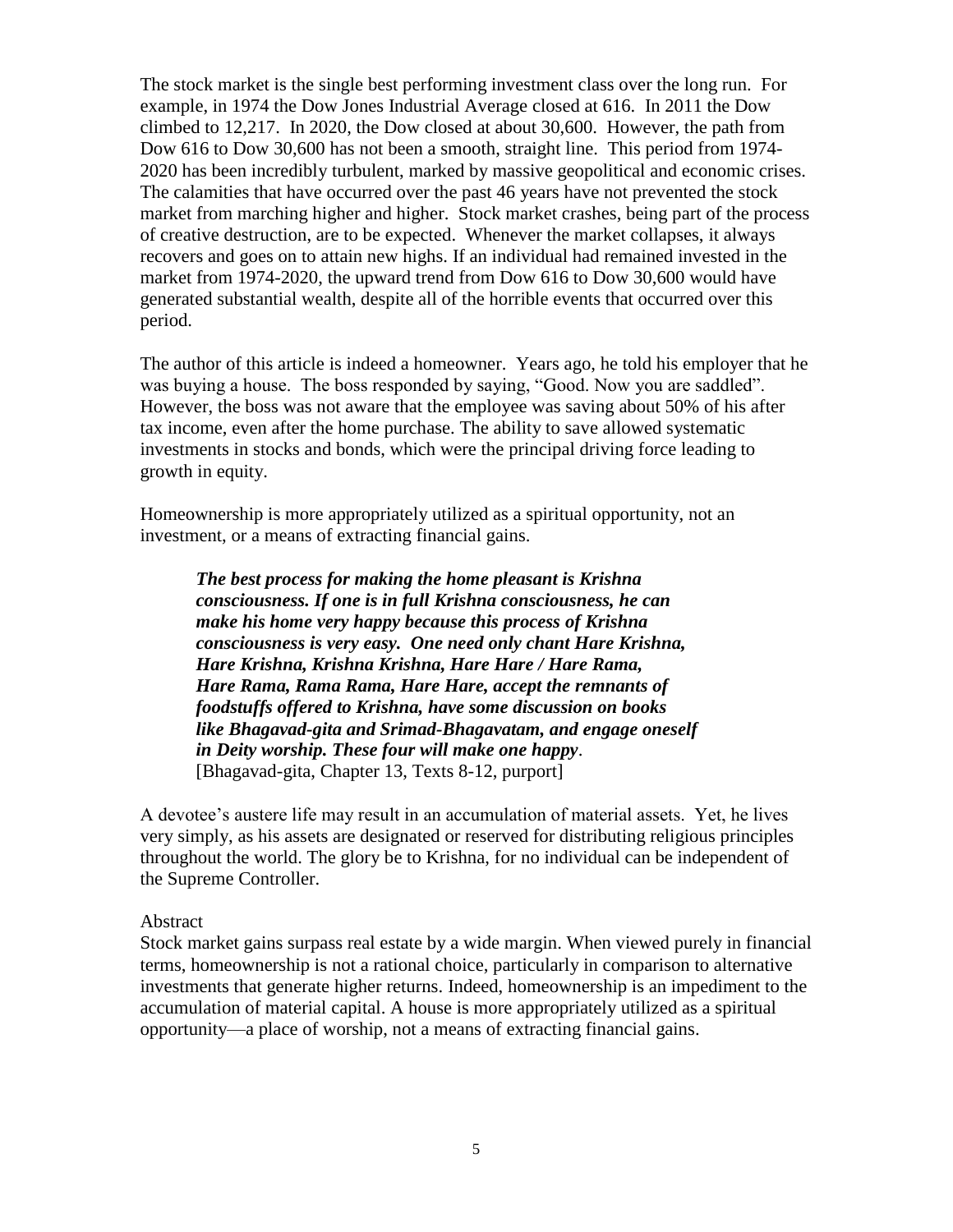The stock market is the single best performing investment class over the long run. For example, in 1974 the Dow Jones Industrial Average closed at 616. In 2011 the Dow climbed to 12,217. In 2020, the Dow closed at about 30,600. However, the path from Dow 616 to Dow 30,600 has not been a smooth, straight line. This period from 1974-2020 has been incredibly turbulent, marked by massive geopolitical and economic crises. The calamities that have occurred over the past 46 years have not prevented the stock market from marching higher and higher. Stock market crashes, being part of the process of creative destruction, are to be expected. Whenever the market collapses, it always recovers and goes on to attain new highs. If an individual had remained invested in the market from 1974-2020, the upward trend from Dow 616 to Dow 30,600 would have generated substantial wealth, despite all of the horrible events that occurred over this period.

The author of this article is indeed a homeowner. Years ago, he told his employer that he was buying a house. The boss responded by saying, "Good. Now you are saddled". However, the boss was not aware that the employee was saving about 50% of his after tax income, even after the home purchase. The ability to save allowed systematic investments in stocks and bonds, which were the principal driving force leading to growth in equity.

Homeownership is more appropriately utilized as a spiritual opportunity, not an investment, or a means of extracting financial gains.

> ***The best process for making the home pleasant is Krishna consciousness. If one is in full Krishna consciousness, he can make his home very happy because this process of Krishna consciousness is very easy. One need only chant Hare Krishna, Hare Krishna, Krishna Krishna, Hare Hare / Hare Rama, Hare Rama, Rama Rama, Hare Hare, accept the remnants of foodstuffs offered to Krishna, have some discussion on books like Bhagavad-gita and Srimad-Bhagavatam, and engage oneself in Deity worship. These four will make one happy***.
> [Bhagavad-gita, Chapter 13, Texts 8-12, purport]

A devotee's austere life may result in an accumulation of material assets. Yet, he lives very simply, as his assets are designated or reserved for distributing religious principles throughout the world. The glory be to Krishna, for no individual can be independent of the Supreme Controller.

Abstract

Stock market gains surpass real estate by a wide margin. When viewed purely in financial terms, homeownership is not a rational choice, particularly in comparison to alternative investments that generate higher returns. Indeed, homeownership is an impediment to the accumulation of material capital. A house is more appropriately utilized as a spiritual opportunity—a place of worship, not a means of extracting financial gains.